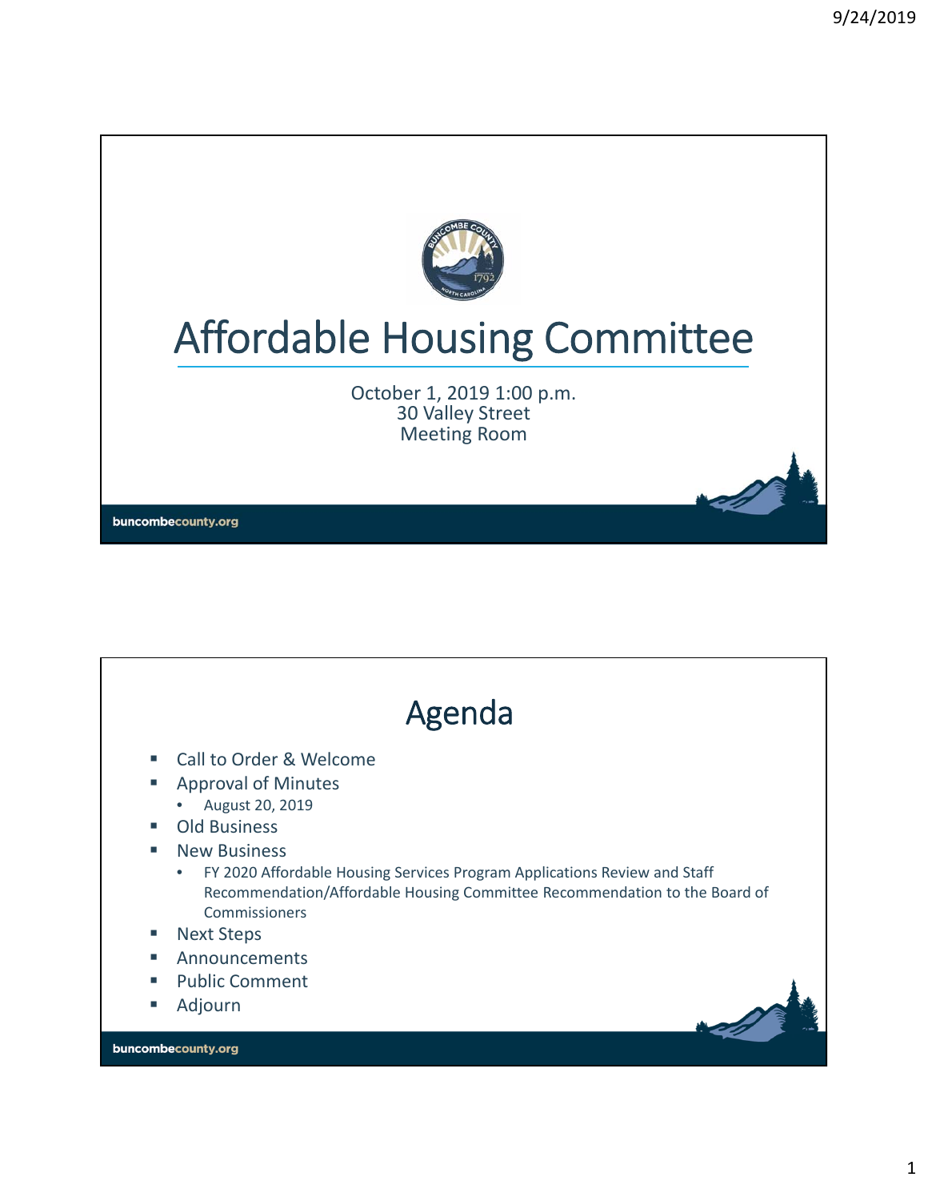# Affordable Housing Committee

October 1, 2019 1:00 p.m.
30 Valley Street
Meeting Room

buncombecounty.org

## Agenda

- Call to Order & Welcome
- Approval of Minutes
  - August 20, 2019
- Old Business
- New Business
  - FY 2020 Affordable Housing Services Program Applications Review and Staff Recommendation/Affordable Housing Committee Recommendation to the Board of Commissioners
- Next Steps
- Announcements
- Public Comment
- Adjourn

buncombecounty.org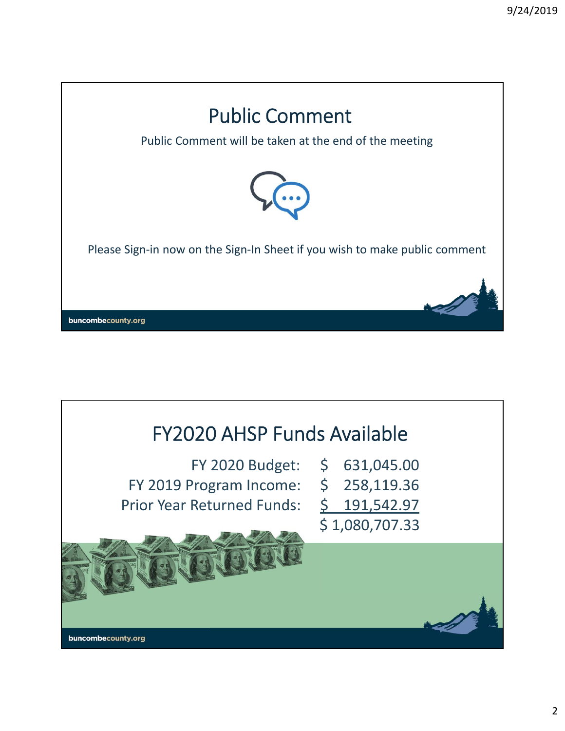# Public Comment

Public Comment will be taken at the end of the meeting

Please Sign-in now on the Sign-In Sheet if you wish to make public comment

# FY2020 AHSP Funds Available

| | |
|---|---|
| FY 2020 Budget: | $ 631,045.00 |
| FY 2019 Program Income: | $ 258,119.36 |
| Prior Year Returned Funds: | $ 191,542.97 |
| | $ 1,080,707.33 |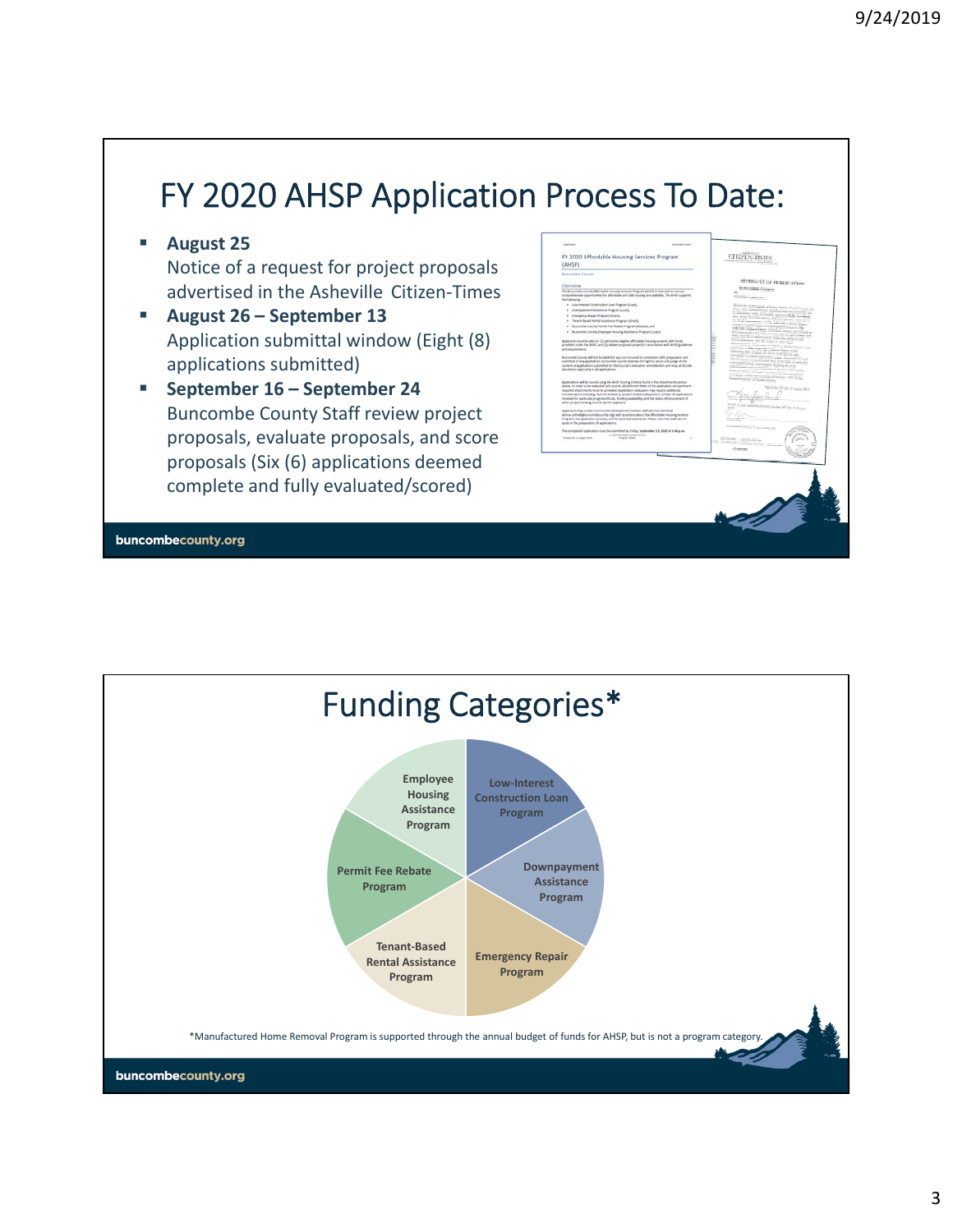# FY 2020 AHSP Application Process To Date:

- **August 25**
  Notice of a request for project proposals advertised in the Asheville Citizen-Times
- **August 26 – September 13**
  Application submittal window (Eight (8) applications submitted)
- **September 16 – September 24**
  Buncombe County Staff review project proposals, evaluate proposals, and score proposals (Six (6) applications deemed complete and fully evaluated/scored)

# Funding Categories*

- Low-Interest Construction Loan Program
- Downpayment Assistance Program
- Emergency Repair Program
- Tenant-Based Rental Assistance Program
- Permit Fee Rebate Program
- Employee Housing Assistance Program

*Manufactured Home Removal Program is supported through the annual budget of funds for AHSP, but is not a program category.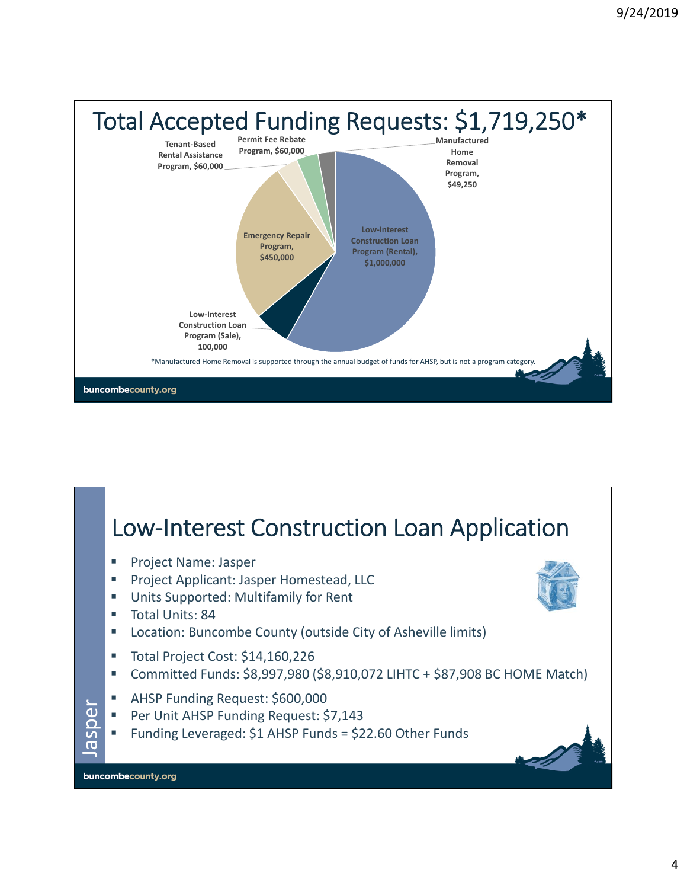# Total Accepted Funding Requests: $1,719,250*

- Low-Interest Construction Loan Program (Rental), $1,000,000
- Emergency Repair Program, $450,000
- Low-Interest Construction Loan Program (Sale), 100,000
- Tenant-Based Rental Assistance Program, $60,000
- Permit Fee Rebate Program, $60,000
- Manufactured Home Removal Program, $49,250

*Manufactured Home Removal is supported through the annual budget of funds for AHSP, but is not a program category.

# Low-Interest Construction Loan Application

Jasper

- Project Name: Jasper
- Project Applicant: Jasper Homestead, LLC
- Units Supported: Multifamily for Rent
- Total Units: 84
- Location: Buncombe County (outside City of Asheville limits)
- Total Project Cost: $14,160,226
- Committed Funds: $8,997,980 ($8,910,072 LIHTC + $87,908 BC HOME Match)
- AHSP Funding Request: $600,000
- Per Unit AHSP Funding Request: $7,143
- Funding Leveraged: $1 AHSP Funds = $22.60 Other Funds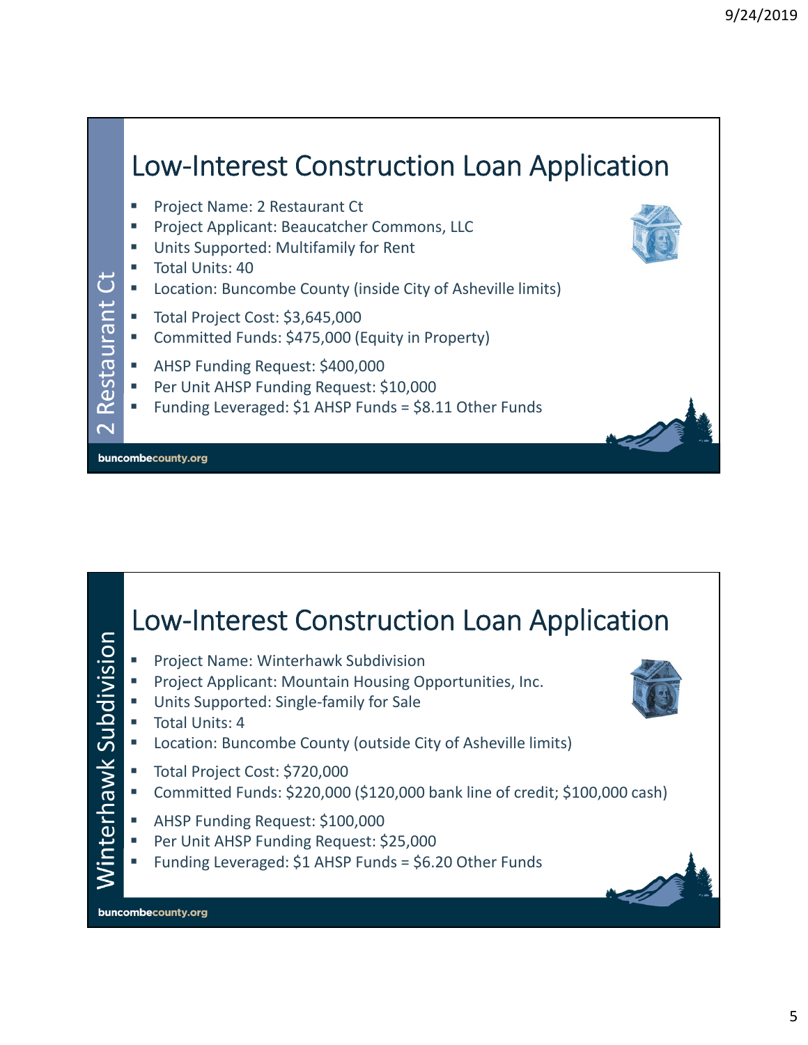## Low-Interest Construction Loan Application

2 Restaurant Ct

- Project Name: 2 Restaurant Ct
- Project Applicant: Beaucatcher Commons, LLC
- Units Supported: Multifamily for Rent
- Total Units: 40
- Location: Buncombe County (inside City of Asheville limits)
- Total Project Cost: $3,645,000
- Committed Funds: $475,000 (Equity in Property)
- AHSP Funding Request: $400,000
- Per Unit AHSP Funding Request: $10,000
- Funding Leveraged: $1 AHSP Funds = $8.11 Other Funds

buncombecounty.org

## Low-Interest Construction Loan Application

Winterhawk Subdivision

- Project Name: Winterhawk Subdivision
- Project Applicant: Mountain Housing Opportunities, Inc.
- Units Supported: Single-family for Sale
- Total Units: 4
- Location: Buncombe County (outside City of Asheville limits)
- Total Project Cost: $720,000
- Committed Funds: $220,000 ($120,000 bank line of credit; $100,000 cash)
- AHSP Funding Request: $100,000
- Per Unit AHSP Funding Request: $25,000
- Funding Leveraged: $1 AHSP Funds = $6.20 Other Funds

buncombecounty.org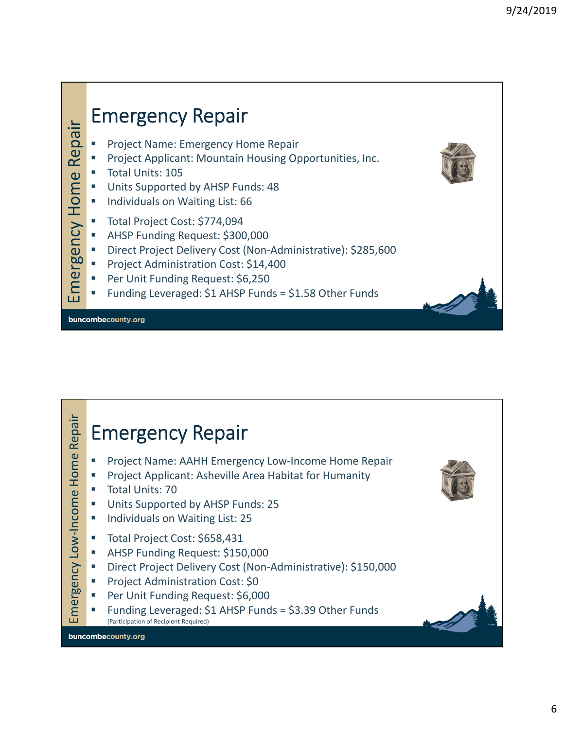Emergency Home Repair

# Emergency Repair

- Project Name: Emergency Home Repair
- Project Applicant: Mountain Housing Opportunities, Inc.
- Total Units: 105
- Units Supported by AHSP Funds: 48
- Individuals on Waiting List: 66
- Total Project Cost: $774,094
- AHSP Funding Request: $300,000
- Direct Project Delivery Cost (Non-Administrative): $285,600
- Project Administration Cost: $14,400
- Per Unit Funding Request: $6,250
- Funding Leveraged: $1 AHSP Funds = $1.58 Other Funds

buncombecounty.org

Emergency Low-Income Home Repair

# Emergency Repair

- Project Name: AAHH Emergency Low-Income Home Repair
- Project Applicant: Asheville Area Habitat for Humanity
- Total Units: 70
- Units Supported by AHSP Funds: 25
- Individuals on Waiting List: 25
- Total Project Cost: $658,431
- AHSP Funding Request: $150,000
- Direct Project Delivery Cost (Non-Administrative): $150,000
- Project Administration Cost: $0
- Per Unit Funding Request: $6,000
- Funding Leveraged: $1 AHSP Funds = $3.39 Other Funds
  (Participation of Recipient Required)

buncombecounty.org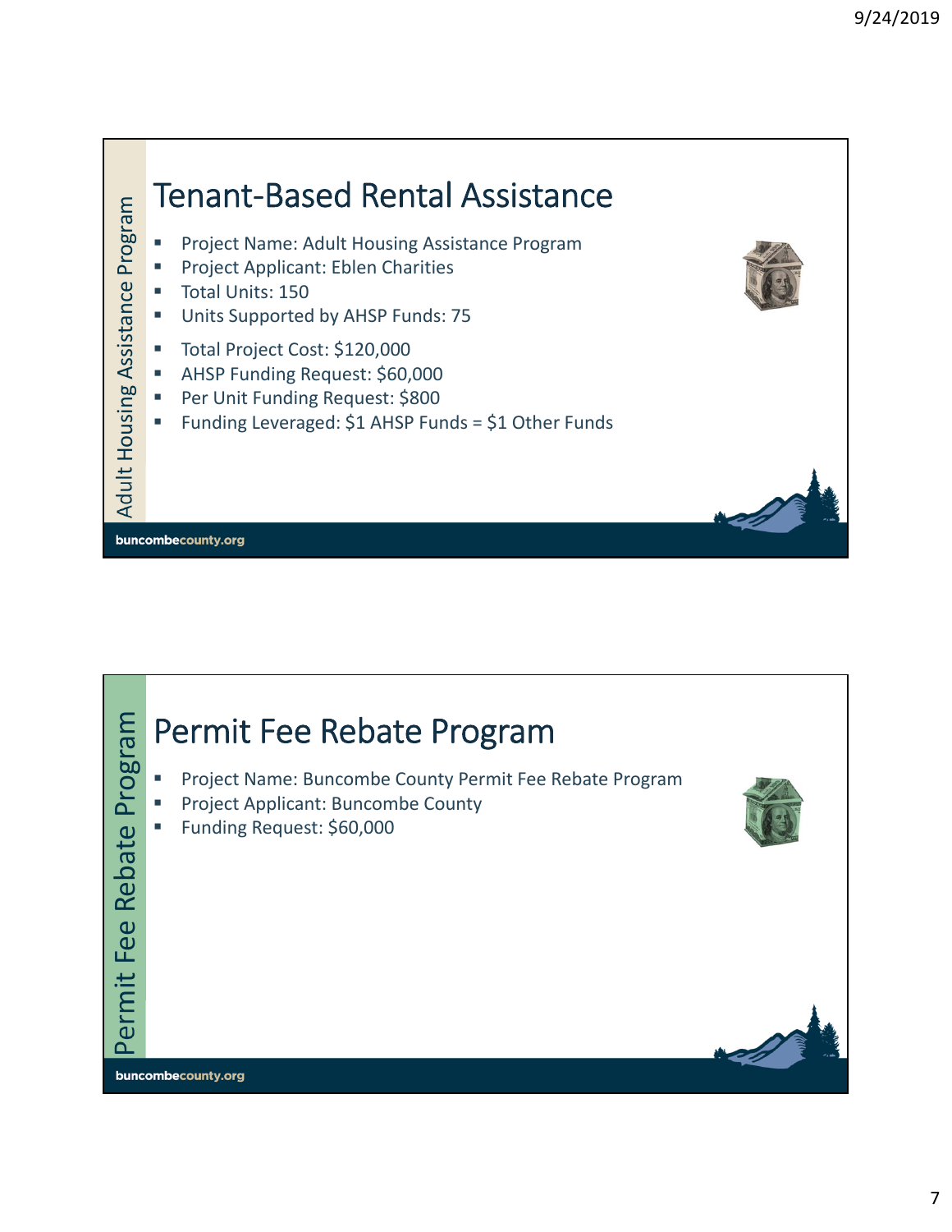Adult Housing Assistance Program

## Tenant-Based Rental Assistance

- Project Name: Adult Housing Assistance Program
- Project Applicant: Eblen Charities
- Total Units: 150
- Units Supported by AHSP Funds: 75
- Total Project Cost: $120,000
- AHSP Funding Request: $60,000
- Per Unit Funding Request: $800
- Funding Leveraged: $1 AHSP Funds = $1 Other Funds

buncombecounty.org

Permit Fee Rebate Program

## Permit Fee Rebate Program

- Project Name: Buncombe County Permit Fee Rebate Program
- Project Applicant: Buncombe County
- Funding Request: $60,000

buncombecounty.org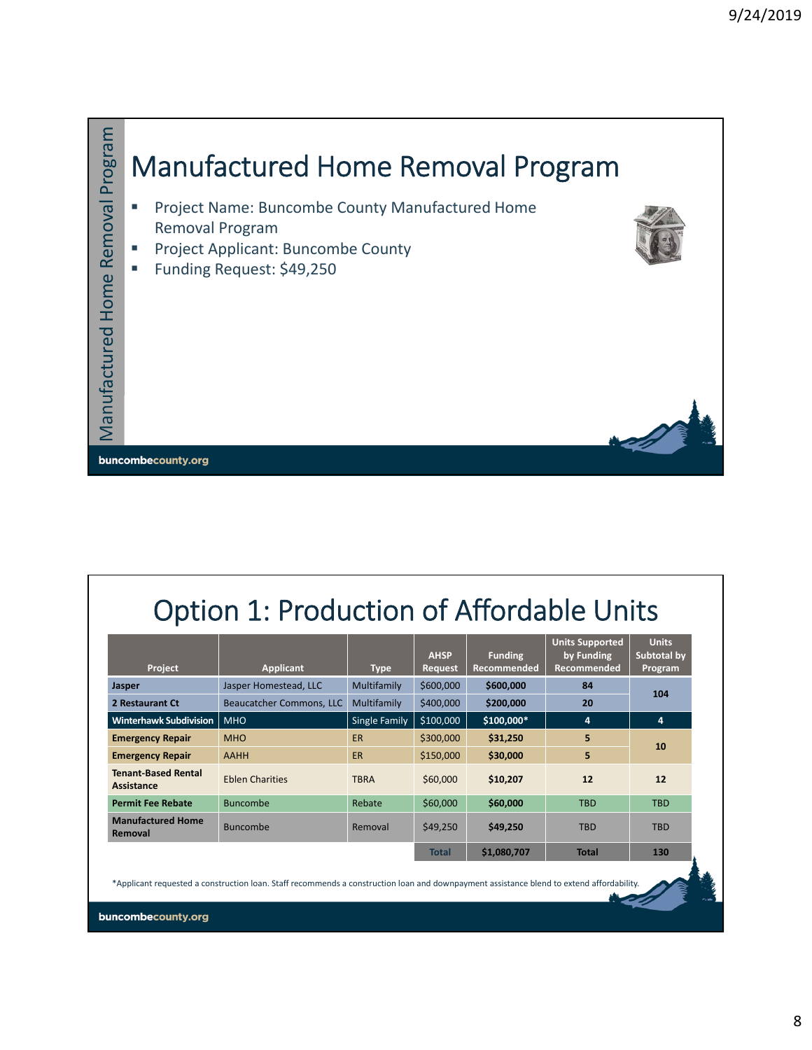# Manufactured Home Removal Program

- Project Name: Buncombe County Manufactured Home Removal Program
- Project Applicant: Buncombe County
- Funding Request: $49,250

# Option 1: Production of Affordable Units

| Project | Applicant | Type | AHSP Request | Funding Recommended | Units Supported by Funding Recommended | Units Subtotal by Program |
|---|---|---|---|---|---|---|
| **Jasper** | Jasper Homestead, LLC | Multifamily | $600,000 | **$600,000** | **84** | **104** |
| **2 Restaurant Ct** | Beaucatcher Commons, LLC | Multifamily | $400,000 | **$200,000** | **20** | |
| **Winterhawk Subdivision** | MHO | Single Family | $100,000 | **$100,000*** | **4** | **4** |
| **Emergency Repair** | MHO | ER | $300,000 | **$31,250** | **5** | **10** |
| **Emergency Repair** | AAHH | ER | $150,000 | **$30,000** | **5** | |
| **Tenant-Based Rental Assistance** | Eblen Charities | TBRA | $60,000 | **$10,207** | **12** | **12** |
| **Permit Fee Rebate** | Buncombe | Rebate | $60,000 | **$60,000** | TBD | TBD |
| **Manufactured Home Removal** | Buncombe | Removal | $49,250 | **$49,250** | TBD | TBD |
| | | | **Total** | **$1,080,707** | **Total** | **130** |

*Applicant requested a construction loan. Staff recommends a construction loan and downpayment assistance blend to extend affordability.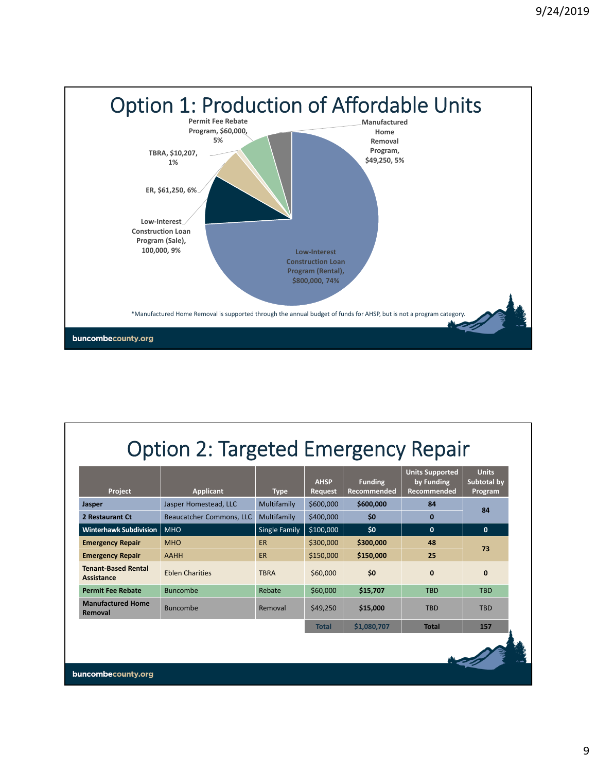# Option 1: Production of Affordable Units

- Permit Fee Rebate Program, $60,000, 5%
- Manufactured Home Removal Program, $49,250, 5%
- TBRA, $10,207, 1%
- ER, $61,250, 6%
- Low-Interest Construction Loan Program (Sale), 100,000, 9%
- Low-Interest Construction Loan Program (Rental), $800,000, 74%

*Manufactured Home Removal is supported through the annual budget of funds for AHSP, but is not a program category.

# Option 2: Targeted Emergency Repair

| Project | Applicant | Type | AHSP Request | Funding Recommended | Units Supported by Funding Recommended | Units Subtotal by Program |
|---|---|---|---|---|---|---|
| **Jasper** | Jasper Homestead, LLC | Multifamily | $600,000 | **$600,000** | **84** | **84** |
| **2 Restaurant Ct** | Beaucatcher Commons, LLC | Multifamily | $400,000 | **$0** | **0** | |
| **Winterhawk Subdivision** | MHO | Single Family | $100,000 | **$0** | **0** | **0** |
| **Emergency Repair** | MHO | ER | $300,000 | **$300,000** | **48** | **73** |
| **Emergency Repair** | AAHH | ER | $150,000 | **$150,000** | **25** | |
| **Tenant-Based Rental Assistance** | Eblen Charities | TBRA | $60,000 | **$0** | **0** | **0** |
| **Permit Fee Rebate** | Buncombe | Rebate | $60,000 | **$15,707** | TBD | TBD |
| **Manufactured Home Removal** | Buncombe | Removal | $49,250 | **$15,000** | TBD | TBD |
| | | | **Total** | **$1,080,707** | **Total** | **157** |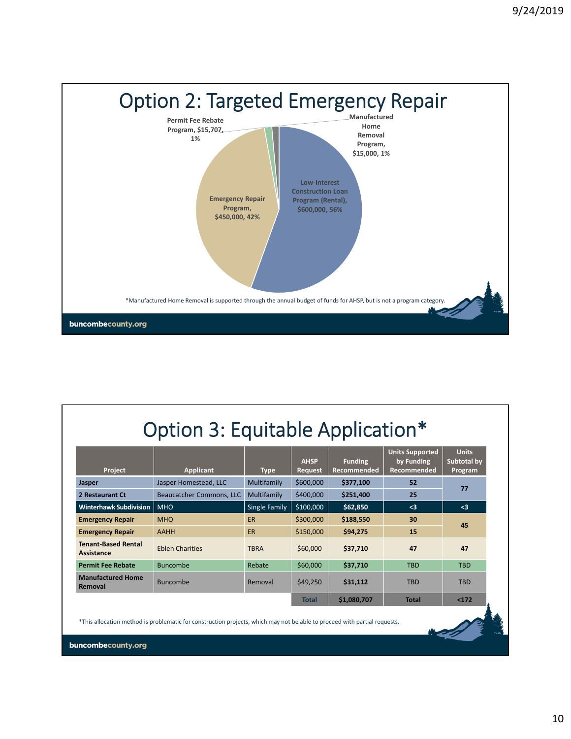# Option 2: Targeted Emergency Repair

- Low-Interest Construction Loan Program (Rental), $600,000, 56%
- Emergency Repair Program, $450,000, 42%
- Permit Fee Rebate Program, $15,707, 1%
- Manufactured Home Removal Program, $15,000, 1%

*Manufactured Home Removal is supported through the annual budget of funds for AHSP, but is not a program category.

# Option 3: Equitable Application*

| Project | Applicant | Type | AHSP Request | Funding Recommended | Units Supported by Funding Recommended | Units Subtotal by Program |
|---|---|---|---|---|---|---|
| Jasper | Jasper Homestead, LLC | Multifamily | $600,000 | **$377,100** | **52** | **77** |
| 2 Restaurant Ct | Beaucatcher Commons, LLC | Multifamily | $400,000 | **$251,400** | **25** | |
| Winterhawk Subdivision | MHO | Single Family | $100,000 | **$62,850** | **<3** | **<3** |
| Emergency Repair | MHO | ER | $300,000 | **$188,550** | **30** | **45** |
| Emergency Repair | AAHH | ER | $150,000 | **$94,275** | **15** | |
| Tenant-Based Rental Assistance | Eblen Charities | TBRA | $60,000 | **$37,710** | **47** | **47** |
| Permit Fee Rebate | Buncombe | Rebate | $60,000 | **$37,710** | TBD | TBD |
| Manufactured Home Removal | Buncombe | Removal | $49,250 | **$31,112** | TBD | TBD |
| | | | **Total** | **$1,080,707** | **Total** | **<172** |

*This allocation method is problematic for construction projects, which may not be able to proceed with partial requests.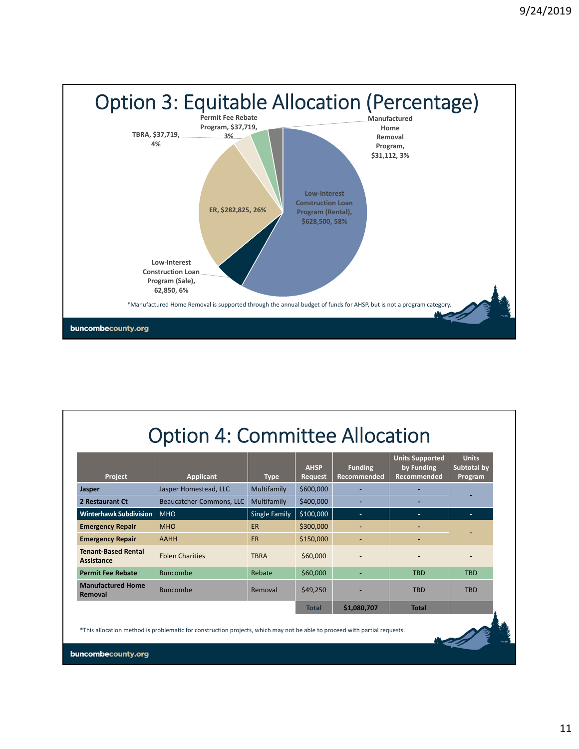# Option 3: Equitable Allocation (Percentage)

- Low-Interest Construction Loan Program (Rental), $628,500, 58%
- Low-Interest Construction Loan Program (Sale), 62,850, 6%
- ER, $282,825, 26%
- TBRA, $37,719, 4%
- Permit Fee Rebate Program, $37,719, 3%
- Manufactured Home Removal Program, $31,112, 3%

*Manufactured Home Removal is supported through the annual budget of funds for AHSP, but is not a program category.

# Option 4: Committee Allocation

| Project | Applicant | Type | AHSP Request | Funding Recommended | Units Supported by Funding Recommended | Units Subtotal by Program |
|---|---|---|---|---|---|---|
| **Jasper** | Jasper Homestead, LLC | Multifamily | $600,000 | - | - | - |
| **2 Restaurant Ct** | Beaucatcher Commons, LLC | Multifamily | $400,000 | - | - | |
| **Winterhawk Subdivision** | MHO | Single Family | $100,000 | - | - | - |
| **Emergency Repair** | MHO | ER | $300,000 | - | - | - |
| **Emergency Repair** | AAHH | ER | $150,000 | - | - | |
| **Tenant-Based Rental Assistance** | Eblen Charities | TBRA | $60,000 | - | - | - |
| **Permit Fee Rebate** | Buncombe | Rebate | $60,000 | - | TBD | TBD |
| **Manufactured Home Removal** | Buncombe | Removal | $49,250 | - | TBD | TBD |
| | | | **Total** | **$1,080,707** | **Total** | |

*This allocation method is problematic for construction projects, which may not be able to proceed with partial requests.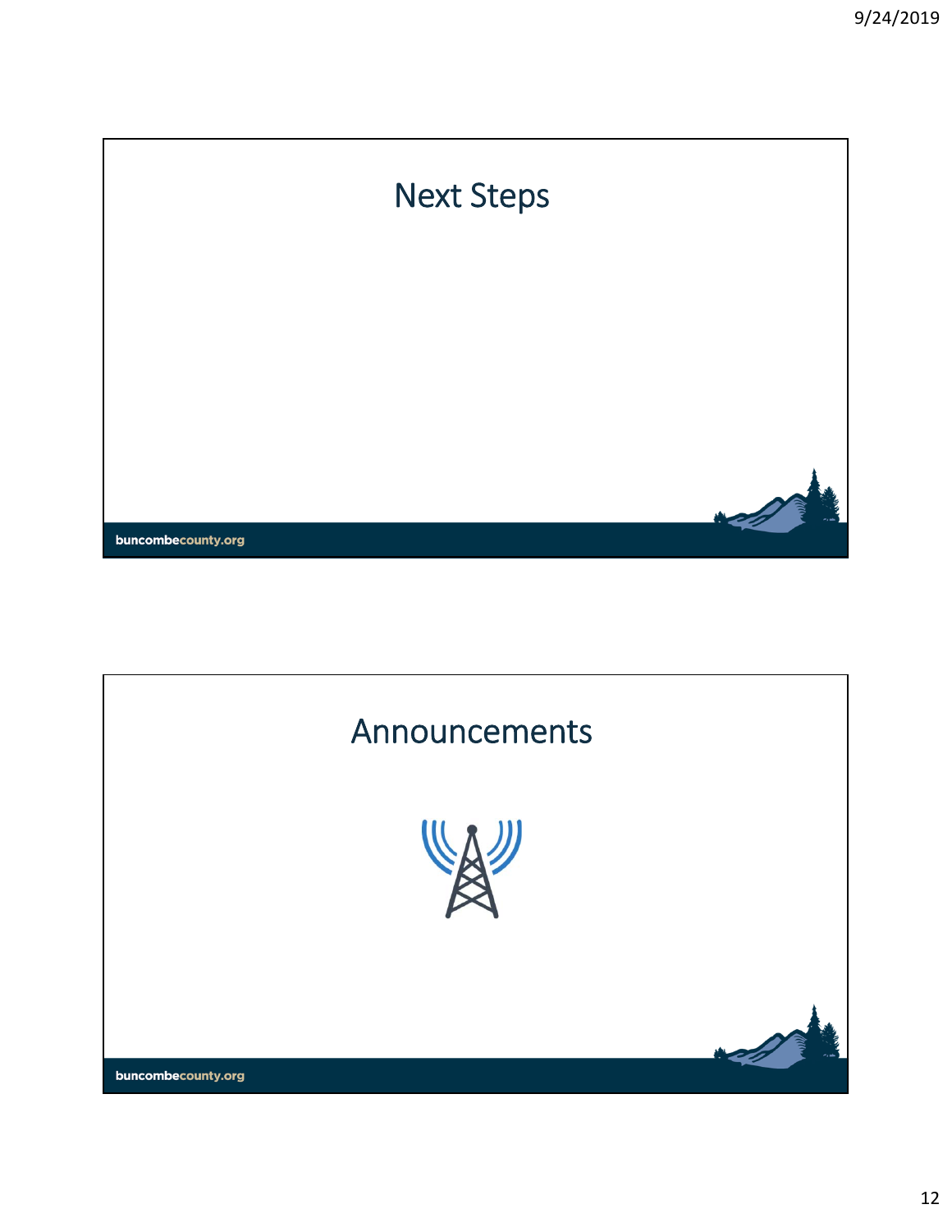# Next Steps

buncombecounty.org

# Announcements

buncombecounty.org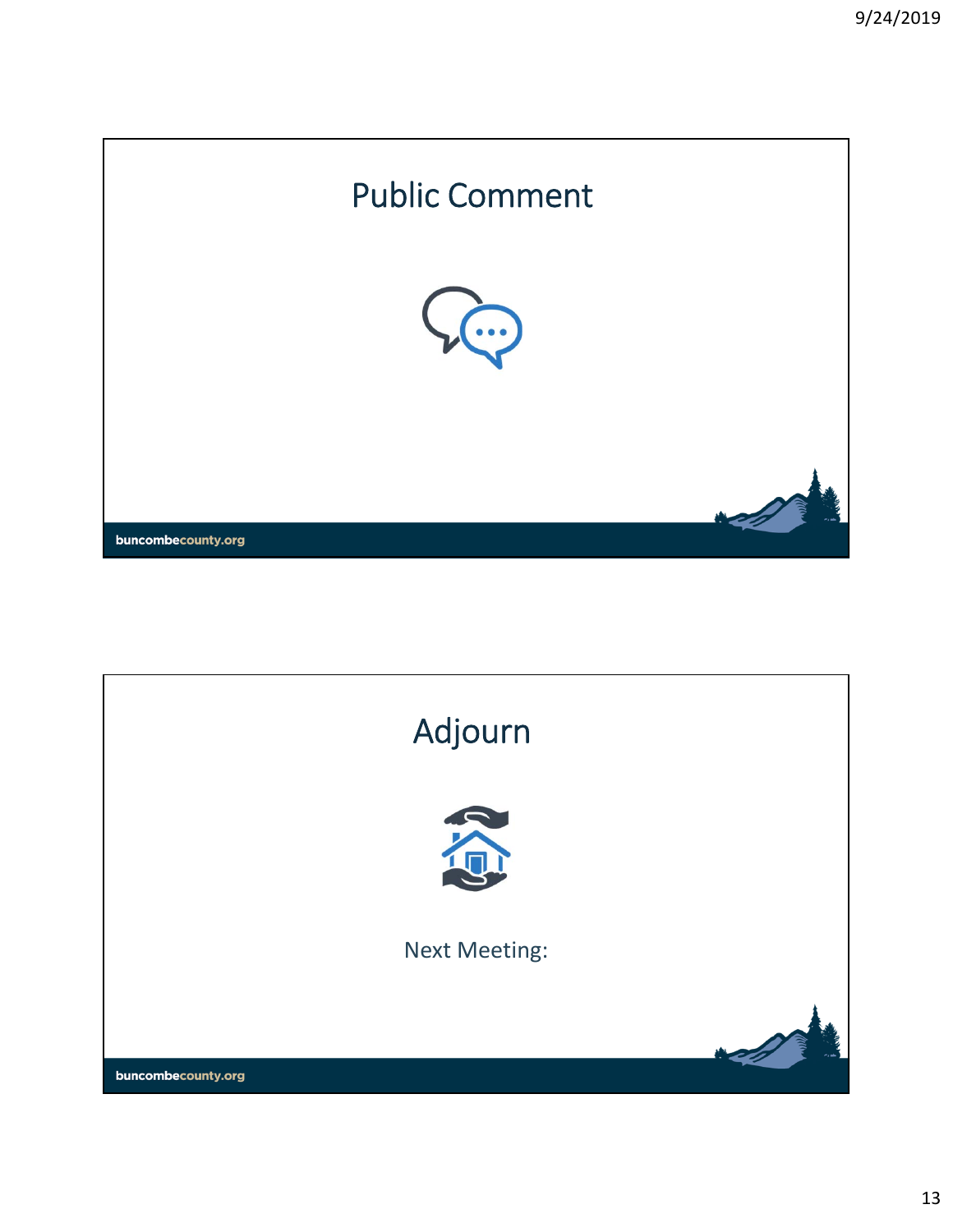# Public Comment

buncombecounty.org

# Adjourn

Next Meeting:

buncombecounty.org